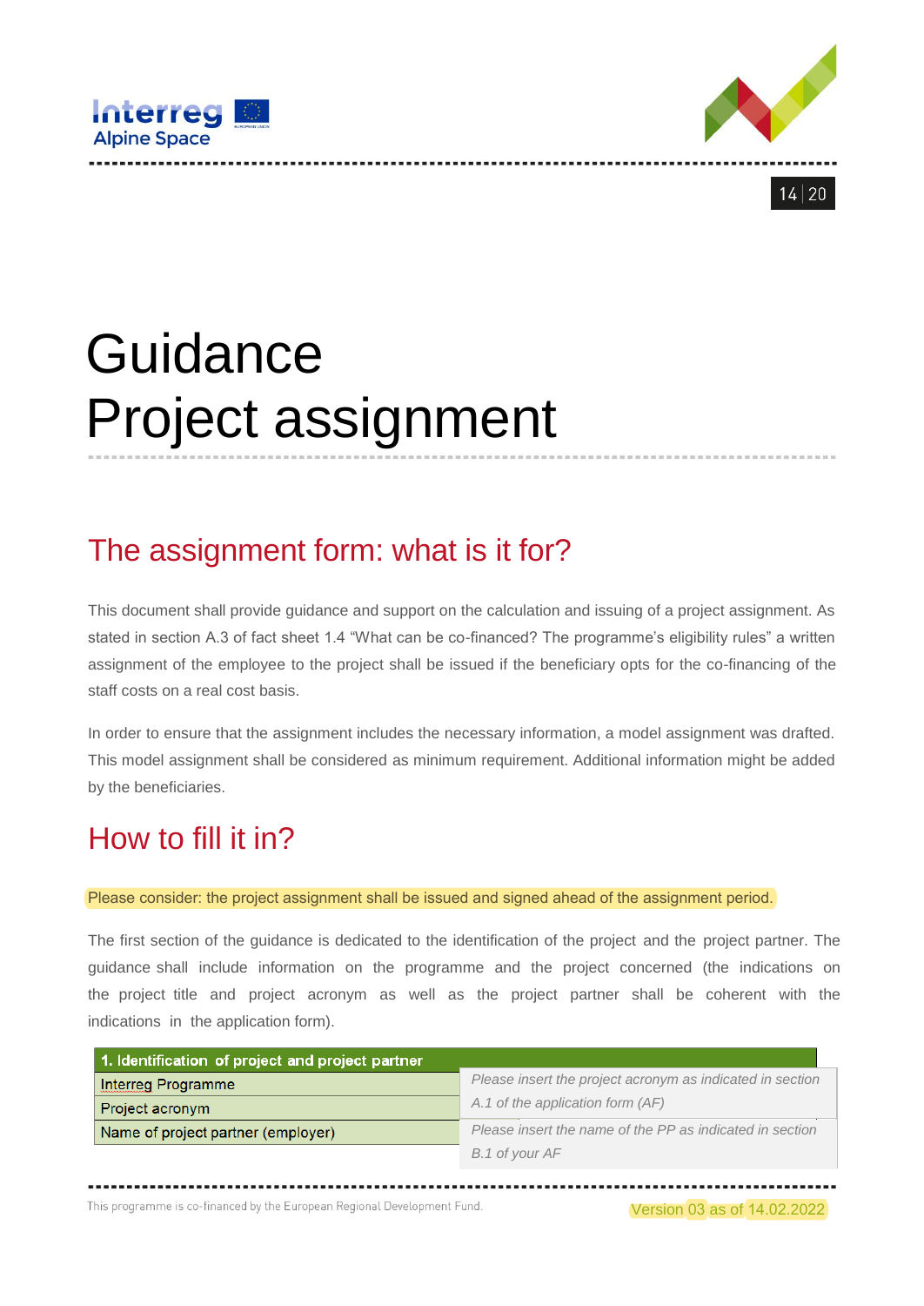# Guidance
# Project assignment

## The assignment form: what is it for?

This document shall provide guidance and support on the calculation and issuing of a project assignment. As stated in section A.3 of fact sheet 1.4 "What can be co-financed? The programme's eligibility rules" a written assignment of the employee to the project shall be issued if the beneficiary opts for the co-financing of the staff costs on a real cost basis.

In order to ensure that the assignment includes the necessary information, a model assignment was drafted. This model assignment shall be considered as minimum requirement. Additional information might be added by the beneficiaries.

## How to fill it in?

Please consider: the project assignment shall be issued and signed ahead of the assignment period.

The first section of the guidance is dedicated to the identification of the project and the project partner. The guidance shall include information on the programme and the project concerned (the indications on the project title and project acronym as well as the project partner shall be coherent with the indications in the application form).

| 1. Identification of project and project partner | |
|---|---|
| Interreg Programme | *Please insert the project acronym as indicated in section A.1 of the application form (AF)* |
| Project acronym | |
| Name of project partner (employer) | *Please insert the name of the PP as indicated in section B.1 of your AF* |

This programme is co-financed by the European Regional Development Fund.

Version 03 as of 14.02.2022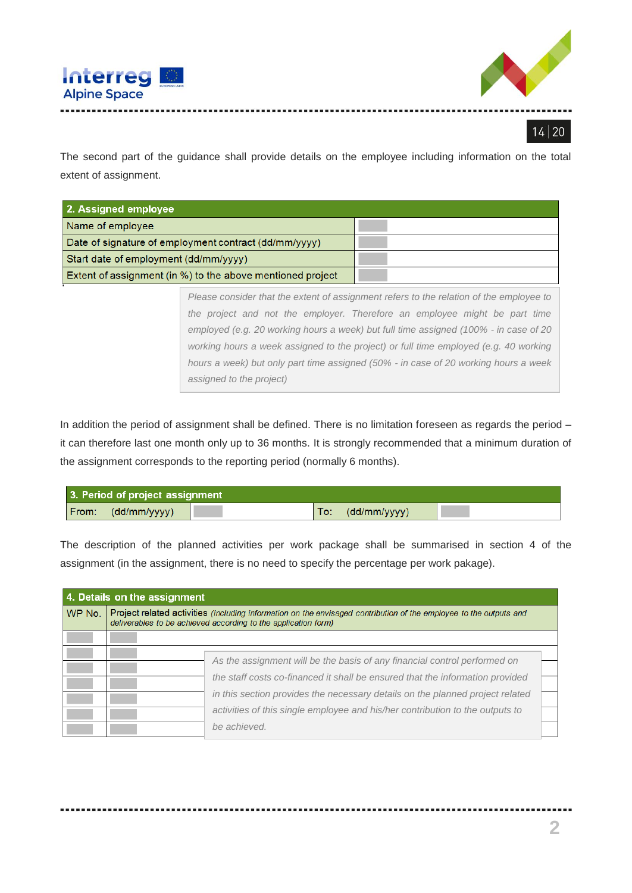The second part of the guidance shall provide details on the employee including information on the total extent of assignment.

| 2. Assigned employee | |
|---|---|
| Name of employee | |
| Date of signature of employment contract (dd/mm/yyyy) | |
| Start date of employment (dd/mm/yyyy) | |
| Extent of assignment (in %) to the above mentioned project | |

*Please consider that the extent of assignment refers to the relation of the employee to the project and not the employer. Therefore an employee might be part time employed (e.g. 20 working hours a week) but full time assigned (100% - in case of 20 working hours a week assigned to the project) or full time employed (e.g. 40 working hours a week) but only part time assigned (50% - in case of 20 working hours a week assigned to the project)*

In addition the period of assignment shall be defined. There is no limitation foreseen as regards the period – it can therefore last one month only up to 36 months. It is strongly recommended that a minimum duration of the assignment corresponds to the reporting period (normally 6 months).

| 3. Period of project assignment | | | |
|---|---|---|---|
| From: (dd/mm/yyyy) | | To: (dd/mm/yyyy) | |

The description of the planned activities per work package shall be summarised in section 4 of the assignment (in the assignment, there is no need to specify the percentage per work pakage).

| 4. Details on the assignment | |
|---|---|
| WP No. | Project related activities *(including information on the envisaged contribution of the employee to the outputs and deliverables to be achieved according to the application form)* |
| | |
| | |
| | |
| | |
| | |
| | |
| | |

*As the assignment will be the basis of any financial control performed on the staff costs co-financed it shall be ensured that the information provided in this section provides the necessary details on the planned project related activities of this single employee and his/her contribution to the outputs to be achieved.*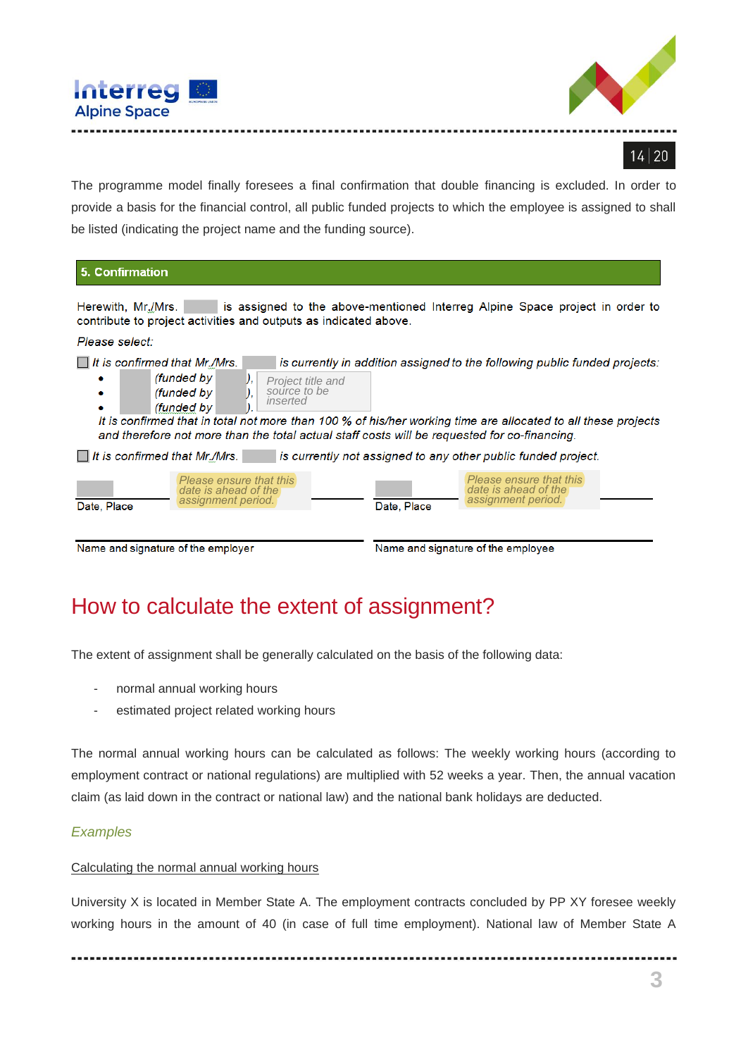The programme model finally foresees a final confirmation that double financing is excluded. In order to provide a basis for the financial control, all public funded projects to which the employee is assigned to shall be listed (indicating the project name and the funding source).

**5. Confirmation**

Herewith, Mr./Mrs. [ ] is assigned to the above-mentioned Interreg Alpine Space project in order to contribute to project activities and outputs as indicated above.

*Please select:*

☐ *It is confirmed that Mr./Mrs. [ ] is currently in addition assigned to the following public funded projects:*

- [ ] *(funded by* [ ]*),* Project title and source to be inserted
- [ ] *(funded by* [ ]*),*
- [ ] *(funded by* [ ]*).*

*It is confirmed that in total not more than 100 % of his/her working time are allocated to all these projects and therefore not more than the total actual staff costs will be requested for co-financing.*

☐ *It is confirmed that Mr./Mrs. [ ] is currently not assigned to any other public funded project.*

| [ ] Please ensure that this date is ahead of the assignment period. | [ ] Please ensure that this date is ahead of the assignment period. |
|---|---|
| Date, Place | Date, Place |
| Name and signature of the employer | Name and signature of the employee |

# How to calculate the extent of assignment?

The extent of assignment shall be generally calculated on the basis of the following data:

- normal annual working hours
- estimated project related working hours

The normal annual working hours can be calculated as follows: The weekly working hours (according to employment contract or national regulations) are multiplied with 52 weeks a year. Then, the annual vacation claim (as laid down in the contract or national law) and the national bank holidays are deducted.

*Examples*

Calculating the normal annual working hours

University X is located in Member State A. The employment contracts concluded by PP XY foresee weekly working hours in the amount of 40 (in case of full time employment). National law of Member State A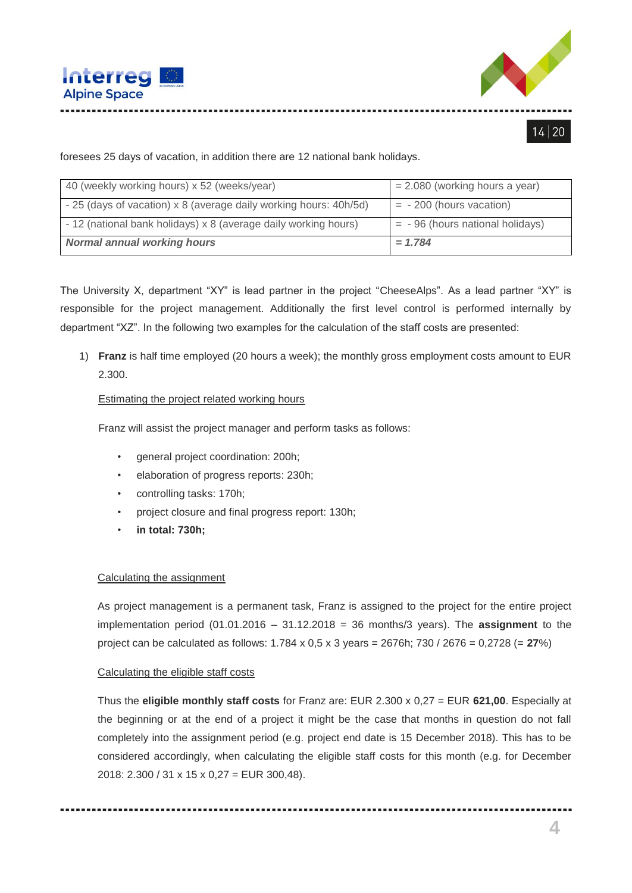foresees 25 days of vacation, in addition there are 12 national bank holidays.

| 40 (weekly working hours) x 52 (weeks/year) | = 2.080 (working hours a year) |
|---|---|
| - 25 (days of vacation) x 8 (average daily working hours: 40h/5d) | = - 200 (hours vacation) |
| - 12 (national bank holidays) x 8 (average daily working hours) | = - 96 (hours national holidays) |
| ***Normal annual working hours*** | ***= 1.784*** |

The University X, department "XY" is lead partner in the project "CheeseAlps". As a lead partner "XY" is responsible for the project management. Additionally the first level control is performed internally by department "XZ". In the following two examples for the calculation of the staff costs are presented:

1) **Franz** is half time employed (20 hours a week); the monthly gross employment costs amount to EUR 2.300.

   Estimating the project related working hours

   Franz will assist the project manager and perform tasks as follows:

   - general project coordination: 200h;
   - elaboration of progress reports: 230h;
   - controlling tasks: 170h;
   - project closure and final progress report: 130h;
   - **in total: 730h;**

   Calculating the assignment

   As project management is a permanent task, Franz is assigned to the project for the entire project implementation period (01.01.2016 – 31.12.2018 = 36 months/3 years). The **assignment** to the project can be calculated as follows: 1.784 x 0,5 x 3 years = 2676h; 730 / 2676 = 0,2728 (= **27**%)

   Calculating the eligible staff costs

   Thus the **eligible monthly staff costs** for Franz are: EUR 2.300 x 0,27 = EUR **621,00**. Especially at the beginning or at the end of a project it might be the case that months in question do not fall completely into the assignment period (e.g. project end date is 15 December 2018). This has to be considered accordingly, when calculating the eligible staff costs for this month (e.g. for December 2018: 2.300 / 31 x 15 x 0,27 = EUR 300,48).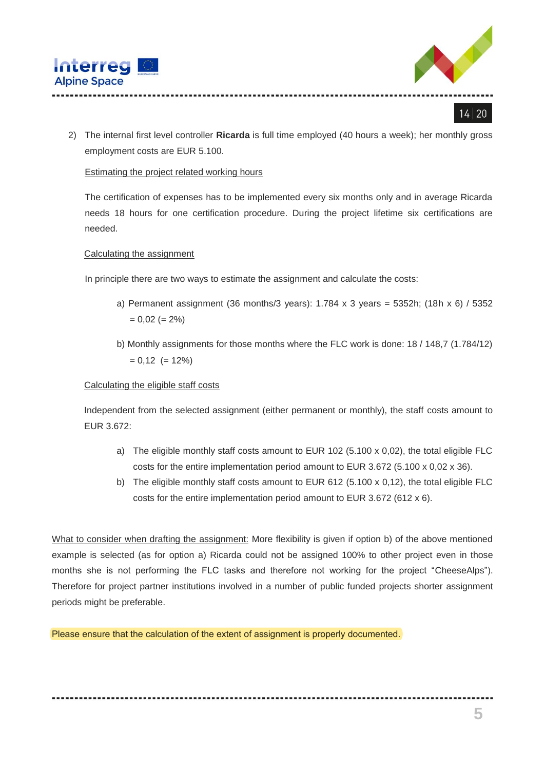2) The internal first level controller **Ricarda** is full time employed (40 hours a week); her monthly gross employment costs are EUR 5.100.

   Estimating the project related working hours

   The certification of expenses has to be implemented every six months only and in average Ricarda needs 18 hours for one certification procedure. During the project lifetime six certifications are needed.

   Calculating the assignment

   In principle there are two ways to estimate the assignment and calculate the costs:

   a) Permanent assignment (36 months/3 years): 1.784 x 3 years = 5352h; (18h x 6) / 5352 = 0,02 (= 2%)

   b) Monthly assignments for those months where the FLC work is done: 18 / 148,7 (1.784/12) = 0,12 (= 12%)

   Calculating the eligible staff costs

   Independent from the selected assignment (either permanent or monthly), the staff costs amount to EUR 3.672:

   a) The eligible monthly staff costs amount to EUR 102 (5.100 x 0,02), the total eligible FLC costs for the entire implementation period amount to EUR 3.672 (5.100 x 0,02 x 36).
   b) The eligible monthly staff costs amount to EUR 612 (5.100 x 0,12), the total eligible FLC costs for the entire implementation period amount to EUR 3.672 (612 x 6).

What to consider when drafting the assignment: More flexibility is given if option b) of the above mentioned example is selected (as for option a) Ricarda could not be assigned 100% to other project even in those months she is not performing the FLC tasks and therefore not working for the project “CheeseAlps”). Therefore for project partner institutions involved in a number of public funded projects shorter assignment periods might be preferable.

Please ensure that the calculation of the extent of assignment is properly documented.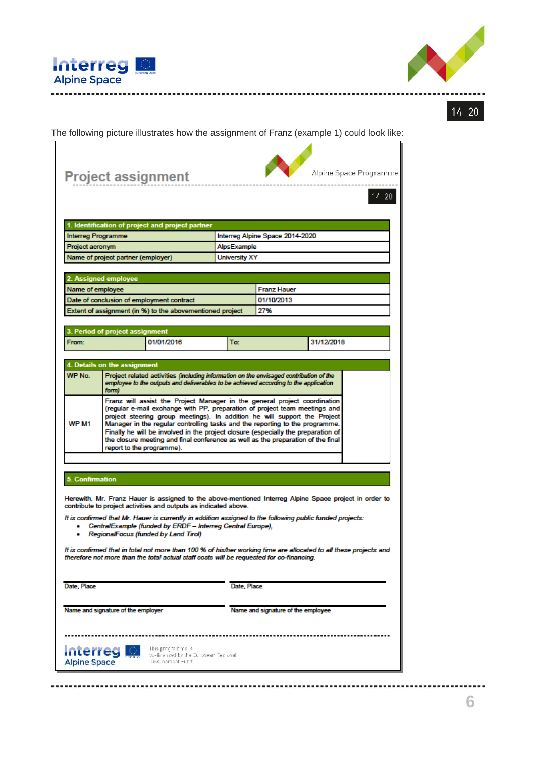The following picture illustrates how the assignment of Franz (example 1) could look like:

## Project assignment

Alpine Space Programme

| 1. Identification of project and project partner | |
|---|---|
| Interreg Programme | Interreg Alpine Space 2014-2020 |
| Project acronym | AlpsExample |
| Name of project partner (employer) | University XY |

| 2. Assigned employee | |
|---|---|
| Name of employee | Franz Hauer |
| Date of conclusion of employment contract | 01/10/2013 |
| Extent of assignment (in %) to the abovementioned project | 27% |

| 3. Period of project assignment | | | |
|---|---|---|---|
| From: | 01/01/2016 | To: | 31/12/2018 |

| 4. Details on the assignment | |
|---|---|
| WP No. | Project related activities *(including information on the envisaged contribution of the employee to the outputs and deliverables to be achieved according to the application form)* |
| WP M1 | Franz will assist the Project Manager in the general project coordination (regular e-mail exchange with PP, preparation of project team meetings and project steering group meetings). In addition he will support the Project Manager in the regular controlling tasks and the reporting to the programme. Finally he will be involved in the project closure (especially the preparation of the closure meeting and final conference as well as the preparation of the final report to the programme). |
| | |

**5. Confirmation**

Herewith, Mr. Franz Hauer is assigned to the above-mentioned Interreg Alpine Space project in order to contribute to project activities and outputs as indicated above.

*It is confirmed that Mr. Hauer is currently in addition assigned to the following public funded projects:*

- *CentralExample (funded by ERDF – Interreg Central Europe),*
- *RegionalFocus (funded by Land Tirol)*

*It is confirmed that in total not more than 100 % of his/her working time are allocated to all these projects and therefore not more than the total actual staff costs will be requested for co-financing.*

| | |
|---|---|
| Date, Place | Date, Place |
| Name and signature of the employer | Name and signature of the employee |

Interreg Alpine Space

This programme is co-financed by the European Regional Development Fund